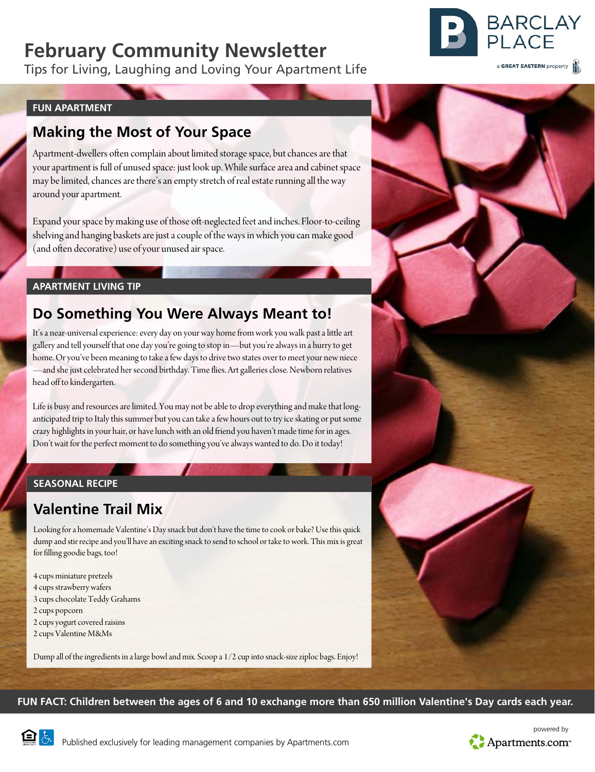# February Community Newsletter

Tips for Living, Laughing and Loving Your Apartment Life

BARCLAY PLACE

a GREAT EASTERN property

**FUN APARTMENT**

## Making the Most of Your Space

Apartment-dwellers often complain about limited storage space, but chances are that your apartment is full of unused space: just look up. While surface area and cabinet space may be limited, chances are there's an empty stretch of real estate running all the way around your apartment.

Expand your space by making use of those oft-neglected feet and inches. Floor-to-ceiling shelving and hanging baskets are just a couple of the ways in which you can make good (and often decorative) use of your unused air space.

**APARTMENT LIVING TIP**

## Do Something You Were Always Meant to!

It's a near-universal experience: every day on your way home from work you walk past a little art gallery and tell yourself that one day you're going to stop in—but you're always in a hurry to get home. Or you've been meaning to take a few days to drive two states over to meet your new niece—and she just celebrated her second birthday. Time flies. Art galleries close. Newborn relatives head off to kindergarten.

Life is busy and resources are limited. You may not be able to drop everything and make that long-anticipated trip to Italy this summer but you can take a few hours out to try ice skating or put some crazy highlights in your hair, or have lunch with an old friend you haven't made time for in ages. Don't wait for the perfect moment to do something you've always wanted to do. Do it today!

**SEASONAL RECIPE**

## Valentine Trail Mix

Looking for a homemade Valentine's Day snack but don't have the time to cook or bake? Use this quick dump and stir recipe and you'll have an exciting snack to send to school or take to work. This mix is great for filling goodie bags, too!

4 cups miniature pretzels
4 cups strawberry wafers
3 cups chocolate Teddy Grahams
2 cups popcorn
2 cups yogurt covered raisins
2 cups Valentine M&Ms

Dump all of the ingredients in a large bowl and mix. Scoop a 1/2 cup into snack-size ziploc bags. Enjoy!

**FUN FACT: Children between the ages of 6 and 10 exchange more than 650 million Valentine's Day cards each year.**

Published exclusively for leading management companies by Apartments.com

powered by Apartments.com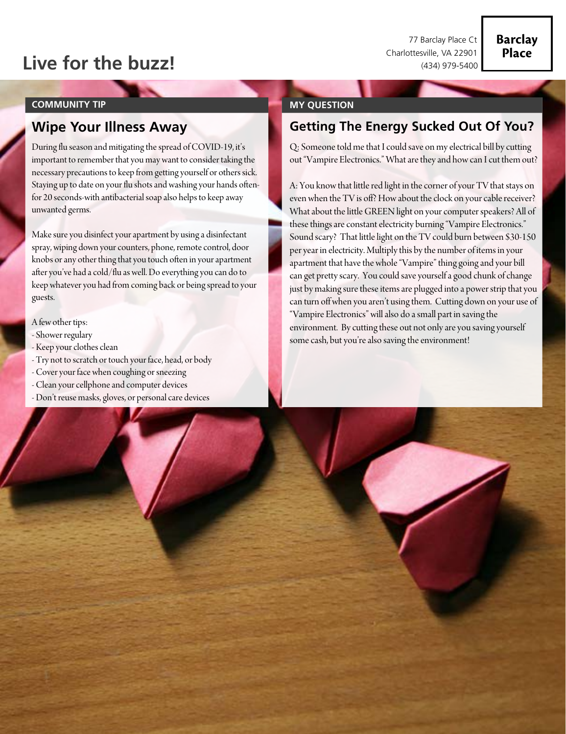# Live for the buzz!

77 Barclay Place Ct
Charlottesville, VA 22901
(434) 979-5400

**Barclay Place**

**COMMUNITY TIP**

## Wipe Your Illness Away

During flu season and mitigating the spread of COVID-19, it's important to remember that you may want to consider taking the necessary precautions to keep from getting yourself or others sick. Staying up to date on your flu shots and washing your hands often-for 20 seconds-with antibacterial soap also helps to keep away unwanted germs.

Make sure you disinfect your apartment by using a disinfectant spray, wiping down your counters, phone, remote control, door knobs or any other thing that you touch often in your apartment after you've had a cold/flu as well. Do everything you can do to keep whatever you had from coming back or being spread to your guests.

A few other tips:
- Shower regulary
- Keep your clothes clean
- Try not to scratch or touch your face, head, or body
- Cover your face when coughing or sneezing
- Clean your cellphone and computer devices
- Don't reuse masks, gloves, or personal care devices

**MY QUESTION**

## Getting The Energy Sucked Out Of You?

Q: Someone told me that I could save on my electrical bill by cutting out "Vampire Electronics." What are they and how can I cut them out?

A: You know that little red light in the corner of your TV that stays on even when the TV is off? How about the clock on your cable receiver? What about the little GREEN light on your computer speakers? All of these things are constant electricity burning "Vampire Electronics." Sound scary? That little light on the TV could burn between $30-150 per year in electricity. Multiply this by the number of items in your apartment that have the whole "Vampire" thing going and your bill can get pretty scary. You could save yourself a good chunk of change just by making sure these items are plugged into a power strip that you can turn off when you aren't using them. Cutting down on your use of "Vampire Electronics" will also do a small part in saving the environment. By cutting these out not only are you saving yourself some cash, but you're also saving the environment!